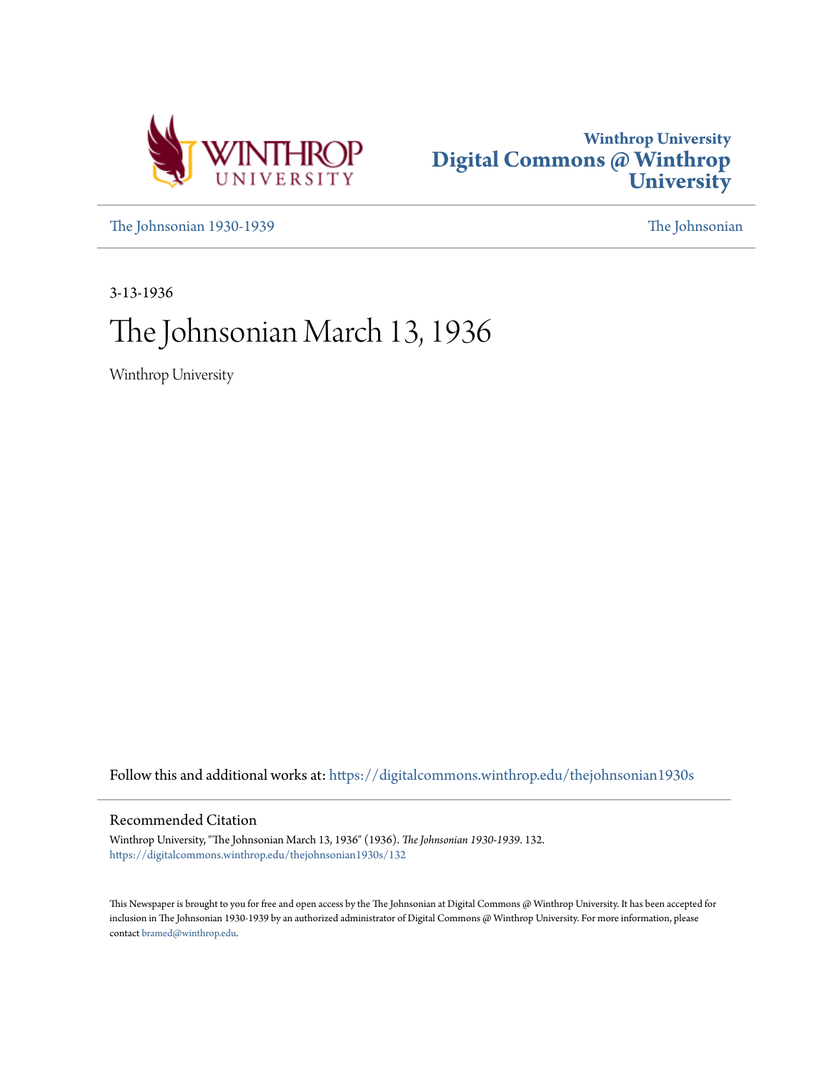Winthrop University
**Digital Commons @ Winthrop University**

The Johnsonian 1930-1939 | The Johnsonian

3-13-1936

# The Johnsonian March 13, 1936

Winthrop University

Follow this and additional works at: https://digitalcommons.winthrop.edu/thejohnsonian1930s

## Recommended Citation

Winthrop University, "The Johnsonian March 13, 1936" (1936). *The Johnsonian 1930-1939*. 132.
https://digitalcommons.winthrop.edu/thejohnsonian1930s/132

This Newspaper is brought to you for free and open access by the The Johnsonian at Digital Commons @ Winthrop University. It has been accepted for inclusion in The Johnsonian 1930-1939 by an authorized administrator of Digital Commons @ Winthrop University. For more information, please contact bramed@winthrop.edu.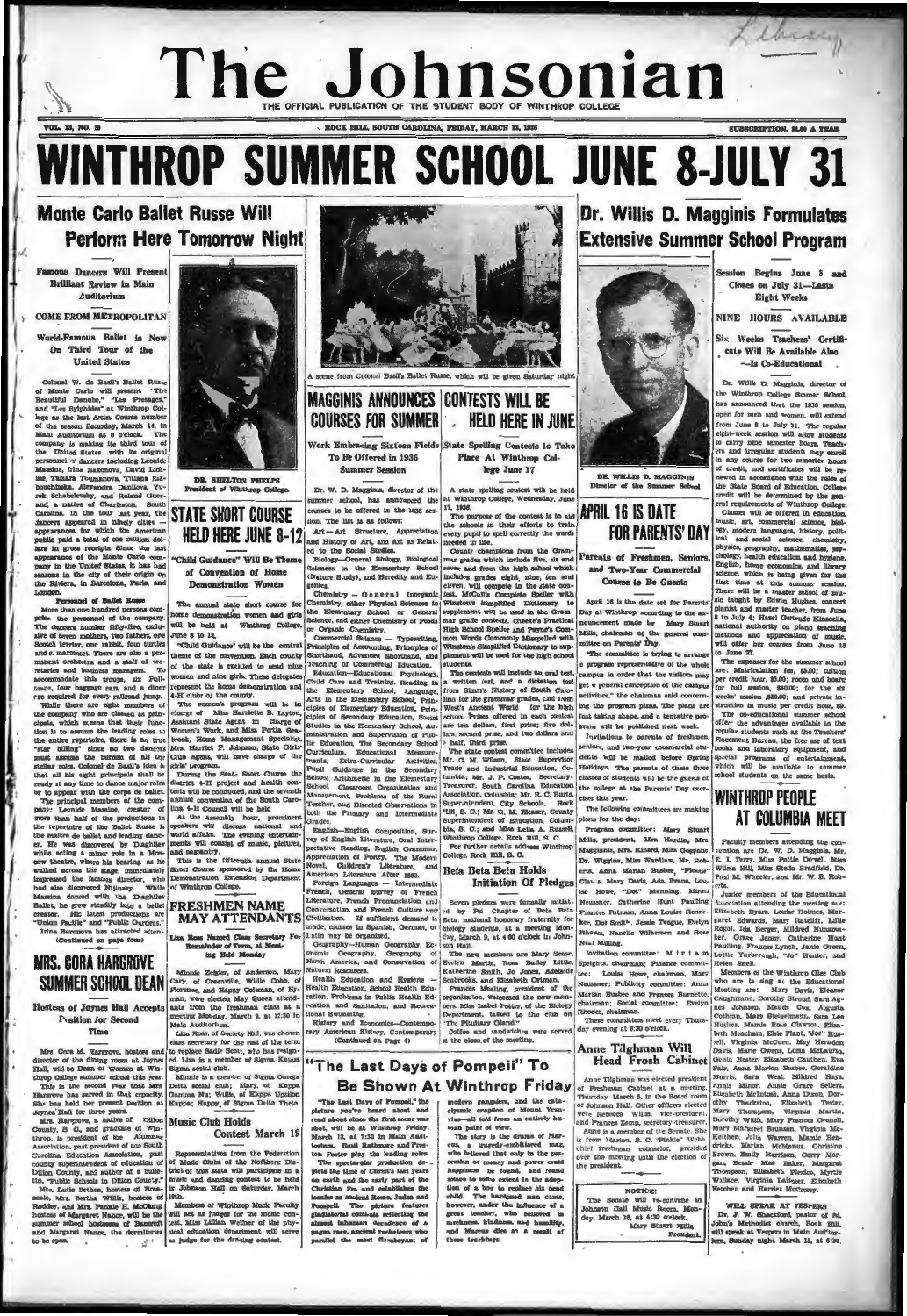# The Johnsonian

THE OFFICIAL PUBLICATION OF THE STUDENT BODY OF WINTHROP COLLEGE

VOL. 13, NO. 20 — ROCK HILL, SOUTH CAROLINA, FRIDAY, MARCH 13, 1936 — SUBSCRIPTION, $1.00 A YEAR

# WINTHROP SUMMER SCHOOL JUNE 8-JULY 31

## Monte Carlo Ballet Russe Will Perform Here Tomorrow Night

### Famous Dancers Will Present Brilliant Review in Main Auditorium

**COME FROM METROPOLITAN**

**World-Famous Ballet is Now On Third Tour of the United States**

Colonel W. de Basil's Ballet Russe of Monte Carlo will present "The Beautiful Danube," "Les Presages," and "Les Sylphides" at Winthrop College as the last Artist Course number of the season Saturday, March 14, in Main Auditorium at 8 o'clock. The company is making its third tour of the United States with its original personnel of dancers including Leonide Massine, Irina Baronova, David Lichine, Tamara Toumanova, Tatiana Riabouchinska, Alexandra Danilova, Yurek Schabelevsky, and Roland Guerard, a native of Charleston, South Carolina. In the tour last year, the dancers appeared in ninety cities — appearances for which the American public paid a total of one million dollars in gross receipts. Since the last appearance of the Monte Carlo company in the United States, it has had seasons in the city of their origin on the Riviera, in Barcelona, Paris, and London.

**Personnel of Ballet Russe**

More than one hundred persons comprise the personnel of the company. The dancers number fifty-five, exclusive of seven mothers, two fathers, one Scotch terrier, one rabbit, four turtles and a marmoset. There are also a permanent orchestra and a staff of secretaries and business managers. To accommodate this troupe, six Pullmans, four baggage cars, and a diner are required for every railroad jump.

While there are eight members of the company who are classed as principals, which means that their function is to assume the leading roles in the entire repertoire, there is no true "star billing" since no two dancers must assume the burden of all the stellar roles. Colonel de Basil's idea is that all his eight principals shall be ready at any time to dance major roles or to appear with the corps de ballet.

The principal members of the company: Leonide Massine, creator of more than half of the productions in the repertoire of the Ballet Russe is the maitre de ballet and leading dancer. He was discovered by Diaghilev while acting a minor role in a Moscow theatre, where his bearing as he walked across the stage, immediately impressed the famous director, who had also discovered Nijinsky. While Massine danced with the Diaghilev Ballet, he grew steadily into a ballet creator. His latest productions are "Union Pacific" and "Public Gardens." Irina Baronova has attracted atten-

(Continued on page four)

DR. SHELTON PHELPS
President of Winthrop College

## STATE SHORT COURSE HELD HERE JUNE 8-12

**"Child Guidance" Will Be Theme of Convention of Home Demonstration Women**

The annual state short course for home demonstration women and girls will be held at Winthrop College, June 8 to 12.

"Child Guidance" will be the central theme of the convention. Each county of the state is entitled to send nine women and nine girls. These delegates represent the home demonstration and 4-H clubs of the county.

The women's program will be in charge of Miss Harriette B. Layton, Assistant State Agent in charge of Women's Work, and Miss Portia Seabrook, Home Management Specialist. Mrs. Harriet F. Johnson, State Girls' Club Agent, will have charge of the girls' program.

During the State Short Course the district 4-H project and health contests will be conducted, and the seventh annual convention of the South Carolina 4-H Council will be held.

At the Assembly hour, prominent speakers will discuss national and world affairs. The evening entertainments will consist of music, pictures, and pageantry.

This is the fifteenth annual State Short Course sponsored by the Home Demonstration Extension Department of Winthrop College.

## FRESHMEN NAME MAY ATTENDANTS

**Liza Ross Named Class Secretary For Remainder of Term, at Meeting Held Monday**

Minnie Zeigler, of Anderson, Mary Cary, of Greenville, Willie Cobb, of Florence, and Happy Coleman, of Hyman, were elected May Queen attendants from the freshman class at a meeting Monday, March 9, at 12:30 in Main Auditorium.

Liza Ross, of Society Hill, was chosen class secretary for the rest of the term to replace Sadie Scott, who has resigned. Liza is a member of Sigma Kappa Sigma social club.

Minnie is a member of Sigma Omega Delta social club; Mary, of Kappa Gamma Nu; Willie, of Kappa Upsilon Kappa; Happy, of Sigma Delta Theta.

## MRS. CORA HARGROVE SUMMER SCHOOL DEAN

**Hostess of Joynes Hall Accepts Position for Second Time**

Mrs. Cora M. Hargrove, hostess and director of the dining room at Joynes Hall, will be Dean of Women at Winthrop College summer school this year. This is the second year that Mrs. Hargrove has served in that capacity. She has held her present position at Joynes Hall for three years.

Mrs. Hargrove, a native of Dillon County, S. C., and graduate of Winthrop, is president of the Alumnae Association, past president of the South Carolina Education Association, past county superintendent of education of Dillon County, and author of a bulletin, "Public Schools in Dillon County."

Mrs. Leila Bethea, hostess of Breazeale, Mrs. Bertha Willis, hostess of Roddey, and Mrs. Fannie H. McClung, hostess of Margaret Nance, will be the summer school hostesses of Bancroft and Margaret Nance, the dormitories to be open.

## Music Club Holds Contest March 19

Representatives from the Federation of Music Clubs of the Northern District of this state will participate in a music and dancing contest to be held in Johnson Hall on Saturday, March 19th.

Members of Winthrop Music Faculty will act as judges for the music contest. Miss Lillian Wellner of the physical education department will serve as judge for the dancing contest.

A scene from Colonel Basil's Ballet Russe, which will be given Saturday night

## MAGGINIS ANNOUNCES COURSES FOR SUMMER

**Work Embracing Sixteen Fields To Be Offered in 1936 Summer Session**

Dr. W. D. Magginis, director of the summer school, has announced the courses to be offered in the 1936 session. The list is as follows:

Art—Art Structure, Appreciation and History of Art, and Art as Related to the Social Studies.

Biology—General Biology, Biological Sciences in the Elementary School (Nature Study), and Heredity and Eugenics.

Chemistry — General Inorganic Chemistry, either Physical Sciences in the Elementary School or General Science, and either Chemistry of Foods or Organic Chemistry.

Commercial Science — Typewriting, Principles of Accounting, Principles of Shorthand, Advanced Shorthand, and Teaching of Commercial Education.

Education—Educational Psychology, Child Care and Training, Reading in the Elementary School, Language Arts in the Elementary School, Principles of Elementary Education, Principles of Secondary Education, Social Studies in the Elementary School, Administration and Supervision of Public Education, The Secondary School Curriculum, Educational Measurements, Extra-Curricular Activities, Pupil Guidance in the Secondary School, Arithmetic in the Elementary School, Classroom Organization and Management, Problems of the Rural Teacher, and Directed Observations in both the Primary and Intermediate Grades.

English—English Composition, Survey of English Literature, Oral Interpretative Reading, English Grammar, Appreciation of Poetry, The Modern Novel, Children's Literature, and American Literature after 1865.

Foreign Languages — Intermediate French, General Survey of French Literature, French Pronunciation and Conversation, and French Culture and Civilization. If sufficient demand is made, courses in Spanish, German, or Latin may be organized.

Geography—Human Geography, Economic Geography, Geography of North America, and Conservation of Natural Resources.

Health Education and Hygiene — Health Education, School Health Education, Problems in Public Health Education and Sanitation, and Recreational Swimming.

History and Economics—Contemporary American History, Contemporary

(Continued on Page 4)

## CONTESTS WILL BE HELD HERE IN JUNE

**State Spelling Contests to Take Place At Winthrop College June 17**

A state spelling contest will be held at Winthrop College, Wednesday, June 17, 1936.

The purpose of the contest is to aid the schools in their efforts to train every pupil to spell correctly the words needed in life.

County champions from the Grammar grades which include five, six and seven, and from the high school which includes grades eight, nine, ten and eleven, will compete in the state contest. McCall's Complete Speller with Winston's Simplified Dictionary to supplement will be used in the Grammar grade contests. Cheeke's Practical High School Speller and Payne's Common Words Commonly Misspelled with Winston's Simplified Dictionary to supplement will be used for the high school students.

The contests will include an oral test, a written test, and a dictation test from Blunn's History of South Carolina for the grammar grades, and from West's Ancient World for the high school. Prizes offered in each contest are ten dollars, first prize; five dollars, second prize, and two dollars and a half, third prize.

The state contest committee includes Mr. C. M. Wilson, State Supervisor Trade and Industrial Education, Columbia; Mr. J. P. Coates, Secretary-Treasurer, South Carolina Education Association, Columbia; Mr. R. C. Burts, Superintendent, City Schools, Rock Hill, S. C.; Mr. C. M. Elezer, County Superintendent of Education, Columbia, S. C.; and Miss Leila A. Russell, Winthrop College, Rock Hill, S. C.

For further details address Winthrop College, Rock Hill, S. C.

## Beta Beta Beta Holds Initiation Of Pledges

Seven pledges were formally initiated by Psi Chapter of Beta Beta Beta, national honorary fraternity for biology students, at a meeting Monday, March 9, at 4:00 o'clock in Johnson Hall.

The new members are Mary Sease, Evelyn Martin, Rosa Bailey Little, Katherine Smith, Jo Jones, Adelaide Seabrooke, and Elizabeth Orman.

Frances Mosling, president of the organization, welcomed the new members. Miss Isabel Potter, of the Biology Department, talked to the club on "The Pituitary Gland."

Coffee and sandwiches were served at the close of the meeting.

## "The Last Days of Pompeii" To Be Shown At Winthrop Friday

"The Last Days of Pompeii," the picture you've heard about and read about since the first scene was shot, will be at Winthrop Friday, March 13, at 7:30 in Main Auditorium. Basil Rathbone and Preston Foster play the leading roles.

The spectacular production depicts the time of Christ's last years on earth and the early part of the Christian Era and establishes the locale as ancient Rome, Judea and Pompeii. The picture features gladiatorial combats reflecting the almost inhuman decadence of a pagan race, ancient racketeers who parallel the most flamboyant of modern gangsters, and the cataclysmic eruption of Mount Vesuvius—all told from an entirely human point of view.

The story is the drama of Marcus, a tragedy-embittered man, who believed that only in the possession of money and power could happiness be found, and found solace to some extent in the adoption of a boy to replace his dead child. The hardened man came, however, under the influence of a great teacher, who believed in meekness, kindness, and humility, and Marcus dies as a result of these teachings.

DR. WILLIS D. MAGGINIS
Director of the Summer School

## Dr. Willis D. Magginis Formulates Extensive Summer School Program

**Session Begins June 8 and Closes on July 31—Lasts Eight Weeks**

**NINE HOURS AVAILABLE**

**Six Weeks Teachers' Certificate Will Be Available Also —Is Co-Educational**

Dr. Willis D. Magginis, director of the Winthrop College Summer School, has announced that the 1936 session, open for men and women, will extend from June 8 to July 31. The regular eight-week session will allow students to carry nine semester hours. Teachers and irregular students may enroll in any course for two semester hours of credit, and certificates will be renewed in accordance with the rules of the State Board of Education. College credit will be determined by the general requirements of Winthrop College.

Classes will be offered in education, music, art, commercial science, biology, modern languages, history, political and social science, chemistry, physics, geography, mathematics, psychology, health education and hygiene, English, home economics, and library science, which is being given for the first time at this summer session. There will be a master school of music taught by Edwin Hughes, concert pianist and master teacher, from June 8 to July 4; Hazel Gertrude Kinscella, national authority on piano teaching methods and appreciation of music, will offer her courses from June 15 to June 27.

The expenses for the summer school are: Matriculation fee, $5.00; tuition per credit hour, $3.00; room and board for full session, $40.00; for the six weeks' session $30.00; and private instruction in music per credit hour, $9.

The co-educational summer school offers the advantages available to the regular students such as the Teachers' Placement Bureau, the free use of text books and laboratory equipment, and special programs of entertainment, which will be available to summer school students on the same basis.

## APRIL 16 IS DATE FOR PARENTS' DAY

**Parents of Freshmen, Seniors, and Two-Year Commercial Course to Be Guests**

April 16 is the date set for Parents' Day at Winthrop, according to the announcement made by Mary Stuart Mills, chairman of the general committee on Parents' Day.

"The committee is trying to arrange a program representative of the whole campus in order that the visitors may get a general conception of the campus activities," the chairman said concerning the program plans. The plans are fast taking shape, and a tentative program will be published next week.

Invitations to parents of freshmen, seniors, and two-year commercial students will be mailed before Spring Holidays. The parents of these three classes of students will be the guests of the college at the Parents' Day exercises this year.

The following committees are making plans for the day:

Program committee: Mary Stuart Mills, president, Mrs. Hardin, Mrs. Magginis, Mrs. Kinard, Miss Goggans, Dr. Wiggins, Miss Wardlaw, Mr. Roberts, Anna Marian Busbee, "Pinkie" Class, Mary Davis, Ada Evans, Louise Howe, "Dot" Manning, Minna Neussner, Catherine Hunt Paulling, Frances Putnam, Anna Louise Renneker, Dot Smith, Jessie Teague, Evelyn Rhodes, Nanelle Wilkerson and Rose Neal Milling.

Invitation committee: Miriam Speights, chairman; Finance committee: Louise Howe, chairman, Mary Neussner; Publicity committee: Anna Marian Busbee and Frances Burnette, chairman; Social committee: Evelyn Rhodes, chairman.

These committees meet every Thursday evening at 6:30 o'clock.

## Anne Tilghman Will Head Frosh Cabinet

Anne Tilghman was elected president of Freshman Cabinet at a meeting Thursday, March 5, in the Board room of Johnson Hall. Other officers elected were Rebecca Willis, vice-president, and Frances Zemp, secretary-treasurer.

Anne is a member of the Senate. She is from Marion, S. C. "Pinkie" Webb, chief freshman counselor, presided over the meeting until the election of the president.

**NOTICE!**

The Senate will re-convene in Johnson Hall Music Room, Monday, March 16, at 4:30 o'clock.

Mary Stuart Mills
President.

## WINTHROP PEOPLE AT COLUMBIA MEET

Faculty members attending the convention are Dr. W. D. Magginis, Mr. W. L. Terry, Miss Delia Dowell, Miss Wilma Hill, Miss Stella Bradfield, Dr. Paul M. Wheeler, and Mr. W. B. Roberts.

Junior members of the Educational Association attending the meeting are: Elizabeth Byars, Louise Holmes, Margaret Edwards, Mary Ratcliff, Lillie Rogol, Ida Berger, Mildred Nunnamaker, Grace Jenny, Catherine Hunt Paulling, Frances Lynch, Janie Green, Lottie Yarbrough, "Jo" Hunter, and Helen Snell.

Members of the Winthrop Glee Club who are to sing at the Educational Meeting are: Mary Davis, Eleanor Caughman, Dorothy Stroud, Sara Agnes Johnson, Maude Cox, Augusta Cothran, Mary Biegelman, Sara Lee Hughes, Mamie Rose Clawson, Elizabeth Meacham, Elsie Plant, "Joe" Russell, Virginia McGuire, Mary Herndon Davis, Marie Owens, Lona McLaurin, Genia Hester, Elizabeth Cauthen, Eva Fair, Anna Marian Busbee, Geraldine Morris, Sara Ward, Mildred Hays, Annis Minor, Annie Grace Sellers, Elizabeth McIntosh, Anna Dixon, Dorothy Truckston, Elizabeth Tester, Mary Thompson, Virginia Martin, Dorothy Wills, Mary Frances Connell, Mary Margaret Brunson, Virginia McKeithen, Julia Warren, Mamie Hendricks, Marian McManus, Christine Brown, Emily Harrison, Corry Morgan, Ressie Mae Baker, Margaret Thompson, Elizabeth Fleslor, Myrtle Wallace, Virginia Latimer, Elizabeth Etchen and Harriet McCreary.

**WILL SPEAK AT VESPERS**

Dr. J. W. Shackford, pastor of St. John's Methodist church, Rock Hill, will speak at Vespers in Main Auditorium, Sunday night, March 15, at 6:30.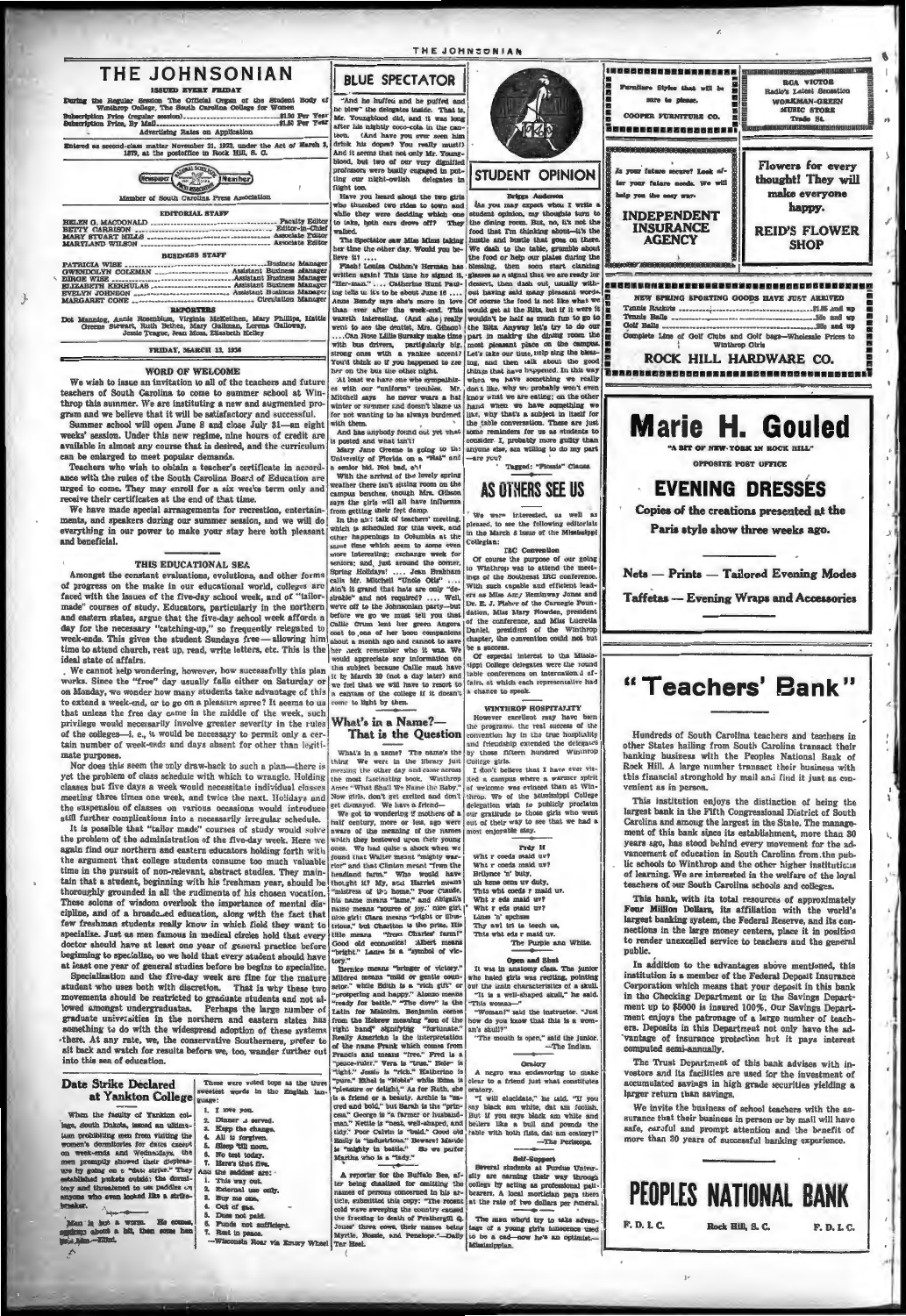# THE JOHNSONIAN

ISSUED EVERY FRIDAY

During the Regular Session The Official Organ of the Student Body of Winthrop College, The South Carolina College for Women

Subscription Price (regular session) .................. $1.00 Per Year
Subscription Price, By Mail .................. $1.50 Per Year

Advertising Rates on Application

Entered as second-class matter November 21, 1923, under the Act of March 3, 1879, at the postoffice in Rock Hill, S. C.

Member of South Carolina Press Association

## EDITORIAL STAFF

HELEN G. MACDONALD .................. Faculty Editor
BETTY GARRISON .................. Editor-in-Chief
MARY STUART MILLS .................. Associate Editor
MARYLAND WILSON .................. Associate Editor

## BUSINESS STAFF

PATRICIA WISE .................. Business Manager
GWENDOLYN COLEMAN .................. Assistant Business Manager
EIROE WISE .................. Assistant Business Manager
ELIZABETH KERHULAS .................. Assistant Business Manager
EVELYN JOHNSON .................. Assistant Business Manager
MARGARET CONE .................. Circulation Manager

## REPORTERS

Dot Manning, Annie Rosenblum, Virginia McKeithen, Mary Phillips, Hattie Greene Stewart, Ruth Bethea, Mary Gallman, Lorena Galloway, Jessie Teague, Jean Moss, Elizabeth Kelley

FRIDAY, MARCH 13, 1936

## WORD OF WELCOME

We wish to issue an invitation to all of the teachers and future teachers of South Carolina to come to summer school at Winthrop this summer. We are instituting a new and augmented program and we believe that it will be satisfactory and successful.

Summer school will open June 8 and close July 31—an eight weeks' session. Under this new regime, nine hours of credit are available in almost any course that is desired, and the curriculum can be enlarged to meet popular demands.

Teachers who wish to obtain a teacher's certificate in accordance with the rules of the South Carolina Board of Education are urged to come. They may enroll for a six weeks term only and receive their certificates at the end of that time.

We have made special arrangements for recreation, entertainments, and speakers during our summer session, and we will do everything in our power to make your stay here both pleasant and beneficial.

## THIS EDUCATIONAL SEA

Amongst the constant evaluations, evolutions, and other forms of progress on the make in our educational world, colleges are faced with the issues of the five-day school week, and of "tailor-made" courses of study. Educators, particularly in the northern and eastern states, argue that the five-day school week affords a day for the necessary "catching-up," so frequently relegated to week-ends. This gives the student Sundays free—allowing him time to attend church, rest up, read, write letters, etc. This is the ideal state of affairs.

We cannot help wondering, however, how successfully this plan works. Since the "free" day usually falls either on Saturday or on Monday, we wonder how many students take advantage of this to extend a week-end, or to go on a pleasure spree? It seems to us that unless the free day came in the middle of the week, such privilege would necessarily involve greater severity in the rules of the colleges—i. e., it would be necessary to permit only a certain number of week-ends and days absent for other than legitimate purposes.

Nor does this seem the only draw-back to such a plan—there is yet the problem of class schedule with which to wrangle. Holding classes but five days a week would necessitate individual classes meeting three times one week, and twice the next. Holidays and the suspension of classes on various occasions would introduce still further complications into a necessarily irregular schedule.

It is possible that "tailor made" courses of study would solve the problem of the administration of the five-day week. Here we again find our northern and eastern educators holding forth with the argument that college students consume too much valuable time in the pursuit of non-relevant, abstract studies. They maintain that a student, beginning with his freshman year, should be thoroughly grounded in all the rudiments of his chosen vocation. These solons of wisdom overlook the importance of mental discipline, and of a broadened education, along with the fact that few freshman students really know in which field they want to specialize. Just as men famous in medical circles hold that every doctor should have at least one year of general practice before beginning to specialize, so we hold that every student should have at least one year of general studies before he begins to specialize.

Specialization and the five-day week are fine for the mature student who uses both with discretion. That is why these two movements should be restricted to graduate students and not allowed amongst undergraduates. Perhaps the large number of graduate universities in the northern and eastern states has something to do with the widespread adoption of these systems there. At any rate, we, the conservative Southerners, prefer to sit back and watch for results before we, too, wander further out into this sea of education.

## Date Strike Declared at Yankton College

When the faculty of Yankton college, South Dakota, issued an ultimatum prohibiting men from visiting the women's dormitories for dates except on week-ends and Wednesdays, the men promptly showed their displeasure by going on a "date strike." They established pickets outside the dormitory and threatened to use paddles on anyone who even looked like a strike-breaker.

Man is but a worm. He comes, wiggles about a bit, then some hen gets him.—Ellis.

These were voted tops as the three sweetest words in the English language:

1. I love you.
2. Dinner is served.
3. Keep the change.
4. All is forgiven.
5. Sleep 'till noon.
6. No test today.
7. Here's that five.

And the saddest are:

1. This way out.
2. Internal use only.
3. Buy me one.
4. Out of gas.
5. Dues not paid.
6. Funds not sufficient.
7. Rest in peace.

—Wisconsin Roar via Emory Wheel

## BLUE SPECTATOR

"And he huffed and he puffed and he blew" the delegates inside. That is, Mr. Youngblood did, and it was long after his nightly coco-cola in the canteen. (And have you ever seen him drink his dopes? You really must!) And it seems that not only Mr. Youngblood, but two of our very dignified professors were busily engaged in potting our night-owlish delegates in flight too.

Have you heard about the two girls who thumbed two rides to town and while they were deciding which one to take, both cars drove off? They walked.

The Spectator saw Miss Mims taking her time the other day. Would you believe it! ....

Flash! Louise Calhoun's Herman has written again! This time he signed it, "Her-man." .... Catherine Hunt Paulling tells us it's to be about June 10 .... Anne Bundy says she's more in love than ever after the week-end. This wreath interesting. (And she) really went to see the dentist, Mrs. Gibson? ....Can Rose Lillie Sursaky make time with bus drivers, particularly big, strong ones with a yankee accent? You'd think so if you happened to see her on the bus the other night.

At last! we have one who sympathizes with our "uniform" troubles. Mr. Mitchell says he never wears a hat winter or summer and doesn't blame us for not wanting to be always burdened with them.

And has anybody found out yet what is posted and what isn't?

Mary Jane Greene is going to the University of Florida on a "slat" and a senior bid. Not bad, eh!

With the arrival of the lovely spring weather there isn't sitting room on the campus benches, though Mrs. Gibson says the girls will all have influenza from getting their feet damp.

In the air: talk of teachers' meeting, which is scheduled for this week, and other happenings in Columbia at the same time which seem to some even more interesting; exchange week for seniors; and, just around the corner, Spring Holidays! .... Jean Brabham calls Mr. Mitchell "Uncle Ollie" .... Ain't it grand that hats are only "desirable" and not required? .... Well, we're off to the Johnsonian party—but before we go we must tell you that Callie Crum lost her green Angora coat to one of her boon companions about a month ago and cannot to save her neck remember who it was. We would appreciate any information on this subject because Callie must have it by March 20 (not a day later) and we feel that we will have to resort to a canvass of the college if it doesn't come to light by then.

## What's in a Name?—That is the Question

What's in a name? The name's the thing! We were in the library just perusing the other day and came across the most fascinating book. Winthrop Annes "What Shall We Name the Baby." Now girls, don't get excited and don't get dismayed. We have a friend—

We got to wondering if mothers of a half century, more or less, ago were aware of the meaning of the names which they bestowed upon their young ones. We had quite a shock when we found that Walter meant "mighty warrior" and that Clinton meant "from the headland farm." Who would have thought it? My, my! Harriet means "mistress of the home." Poor Claude, his name means "lame," and Abigail's name means "source of joy." Nice girl! Clara means "bright or illustrious," but Charlton is the prize. His title means "from Charles' farm!" Good old economical Albert means "bright." Laura is a "symbol of victory."

Bernice means "bringer of victory." Mildred means "mild or gentle counselor." while Edith is a "rich gift" or "prospering and happy." Alonzo means "ready for battle." "The dove" is the Latin for Malcolm. Benjamin comes from the Hebrew meaning "son of the right hand" signifying "fortunate." Really Americans is the interpretation of the name Frank which comes from Francis and means "free." Fred is a "peace-ruler." Vera is "true." Robert is "bright." Jessie is "rich." Katherine is "pure." Ethel is "Noble" while Edna is "pleasure or delight." As for Ruth, she is a friend or a beauty. Archie is "sacred and bold," but Sarah is the "princess." George is "a farmer or husbandman." Nettie is "neat, well-shaped, and tidy." Poor Calvin is "bald." Good old Emily is "industrious." Beware! Maude is "mighty in battle." So we prefer Martha who is a "lady."

A reporter for the Buffalo Bee, after being chastised for omitting the names of persons concerned in his article, submitted this copy: "The recent cold wave sweeping the country caused the freezing to death of Fraternity Q. Jones' three cows, their names being Myrtle, Bessie, and Penelope."—Daily Tar Heel.

## STUDENT OPINION

Briggs Anderson

As you may expect when I write a student opinion, my thoughts turn to the dining room. But, no, it's not the food that I'm thinking about—it's the hustle and bustle that goes on there. We dash to the table, grumble about the food or help our plates during the blessing, then soon start clanking glasses as a signal that we are ready for dessert, then dash out, usually without having said many pleasant words. Of course the food is not like what we would get at the Ritz, but if it were it wouldn't be half as much fun to go to the Ritz. Anyway let's try to do our part in making the dining room the most pleasant place on the campus. Let's take our time, help sing the blessing, and then talk about the good things that have happened. In this way when we have something we really don't like, why we probably won't even know what we are eating; on the other hand when we have something we like, why that's a subject in itself for the table conversation. These are just some reminders for us as students to consider. I, probably more guilty than anyone else, am willing to do my part—are you?

Tagged: "Pousie" Clause.

## AS OTHERS SEE US

We were interested, as well as pleased, to see the following editorials in the March 4 issue of the Mississippi Collegian:

### IRC Convention

Of course the purpose of our going to Winthrop was to attend the meetings of the Southeast IRC conference. With such capable and efficient leaders as Miss Amy Hemingway Jones and Dr. E. J. Fisher of the Carnegie Foundation, Miss Mary Howden, president of the conference, and Miss Lucretia Daniel, president of the Winthrop chapter, the convention could not but be a success.

Of especial interest to the Mississippi College delegates were the round table conferences on international affairs, at which each representative had a chance to speak.

### WINTHROP HOSPITALITY

However excellent may have been the programs, the real success of the convention lay in the true hospitality and friendship extended the delegates by those fifteen hundred Winthrop College girls.

I don't believe that I have ever visited a campus where a warmer spirit of welcome was evinced than at Winthrop. We of the Mississippi College delegation wish to publicly proclaim our gratitude to those girls who went out of their way to see that we had a most enjoyable stay.

### Frily H

Wht r coeds maid uv?
Wht r coeds maid uv?
Britynes 'n' buty,
Un kens onza uv duty,
This wht coeds r maid ur.
Wht r eds maid uv?
Wht r eds maid uv?
Lines 'n' spchss
Thy awl tri ta tech us,
This wht eds r maid ur.

The Purple and White.

### Open and Shut

It was in anatomy class. The junior who hated girls was reciting, pointing out the brain characteristics of a skull. "It is a well-shaped skull," he said. "This woma—"

"Woman!" said the instructor. "Just how do you know that this is a woman's skull?"

"The mouth is open," said the junior. —The Indian.

### Oratory

A negro was endeavoring to make clear to a friend just what constitutes oratory.

"I will elucidate," he said. "If you say black am white, dat am foolish. But if you says black am white and bellers like a bull and pounds the table with both fists, dat am oratory!" —The Periscope.

### Self-Support

Several students at Purdue University are earning their way through college by acting as professional pall-bearers. A local mortician pays them at the rate of two dollars per funeral.

The man who'd try to take advantage of a young girl's innocence used to be a cad—now he's an optimist.—Mississippian.

---

Furniture Styles that will be sure to please.

COOPER FURNITURE CO.

---

RCA VICTOR
Radio's Latest Sensation

WORKMAN-GREEN MUSIC STORE
Trade St.

---

Is your future secure? Look after your future needs. We will help you the easy way.

INDEPENDENT INSURANCE AGENCY

---

Flowers for every thought! They will make everyone happy.

REID'S FLOWER SHOP

---

NEW SPRING SPORTING GOODS HAVE JUST ARRIVED

Tennis Rackets .................. $1.95 and up
Tennis Balls .................. 35c and up
Golf Balls .................. 25c and up

Complete Line of Golf Clubs and Golf bags—Wholesale Prices to Winthrop Girls

ROCK HILL HARDWARE CO.

---

# Marie H. Gouled

"A BIT OF NEW-YORK IN ROCK HILL"

OPPOSITE POST OFFICE

## EVENING DRESSES

Copies of the creations presented at the Paris style show three weeks ago.

Nets — Prints — Tailored Evening Modes

Taffetas — Evening Wraps and Accessories

---

# "Teachers' Bank"

Hundreds of South Carolina teachers and teachers in other States hailing from South Carolina transact their banking business with the Peoples National Bank of Rock Hill. A large number transact their business with this financial stronghold by mail and find it just as convenient as in person.

This institution enjoys the distinction of being the largest bank in the Fifth Congressional District of South Carolina and among the largest in the State. The management of this bank since its establishment, more than 30 years ago, has stood behind every movement for the advancement of education in South Carolina from the public schools to Winthrop and the other higher institutions of learning. We are interested in the welfare of the loyal teachers of our South Carolina schools and colleges.

This bank, with its total resources of approximately Four Million Dollars, its affiliation with the world's largest banking system, the Federal Reserve, and its connections in the large money centers, place it in position to render unexcelled service to teachers and the general public.

In addition to the advantages above mentioned, this institution is a member of the Federal Deposit Insurance Corporation which means that your deposit in this bank in the Checking Department or in the Savings Department up to $5000 is insured 100%. Our Savings Department enjoys the patronage of a large number of teachers. Deposits in this Department not only have the advantage of insurance protection but it pays interest computed semi-annually.

The Trust Department of this bank advises with investors and its facilities are used for the investment of accumulated savings in high grade securities yielding a larger return than savings.

We invite the business of school teachers with the assurance that their business in person or by mail will have safe, careful and prompt attention and the benefit of more than 30 years of successful banking experience.

# PEOPLES NATIONAL BANK

F. D. I. C. — Rock Hill, S. C. — F. D. I. C.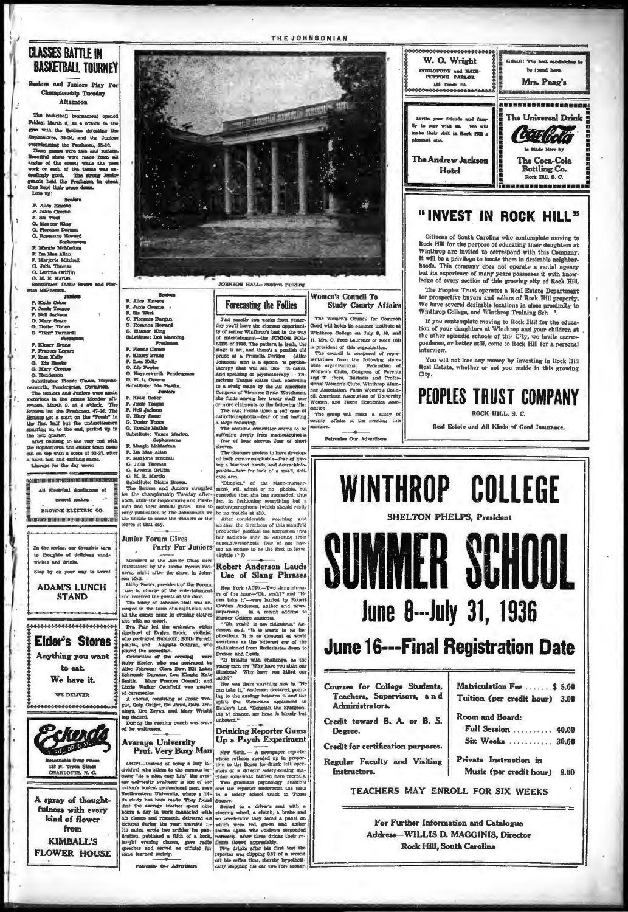# CLASSES BATTLE IN BASKETBALL TOURNEY

## Seniors and Juniors Play For Championship Tuesday Afternoon

The basketball tournament opened Friday, March 6, at 4 o'clock in the gym with the Seniors defeating the Sophomores, 38-26, and the Juniors overwhelming the Freshmen, 35-10.

These games were fast and furious. Beautiful shots were made from all angles of the court; while the pass work of each of the teams was exceedingly good. The strong Junior guards held the Freshmen in check thus kept their score down.

Line up:

**Seniors**

F. Alice Kneece
F. Janie Greene
F. Sis West
G. Eleanor King
G. Florence Dargan
G. Roseanne Howard

**Sophomores**

F. Margie McMeekan
F. Ina Mae Allan
F. Marjorie Mitchell
G. Julia Thomas
G. Lavinia Griffin
G. M. E. Martin

Substitutes: Dickie Brown and Florence McPherson.

**Juniors**

F. Katie Coker
F. Jessie Teague
F. Nell Jackson
G. Mary Sease
G. Dozier Yonce
G. "Hen" Barnwell

**Freshmen**

F. Kinsey Evans
F. Frances Legare
F. Inez Kelly
G. Ida Hawks
G. Mary Greene
G. Henderson

Substitutes: Flossie Clause, Haynesworth, Pendergrass, Covington.

The Seniors and Juniors were again victorious in the games Monday afternoon, March 9, at 4 o'clock. The Seniors led the Freshmen, 47-26. The Seniors got a start on the "Frosh" in the first half but the underclassmen spurring on to the end, perked up in the last quarter.

After battling to the very end with the Sophomores, the Junior team came out on top with a score of 33-27, after a hard, fast and exciting game.

Lineups for the day were:

**Seniors**

F. Alice Kneece
F. Janie Greene
F. Sis West
G. Florence Dargan
G. Roseann Howard
G. Eleanor King
Substitute: Dot Manning.

**Freshmen**

F. Flossie Claus
F. Kinsey Evans
F. Inez Kelly
G. Lib Fowler
G. Haynesworth Pendergrass
G. M. L. Greene
Substitute: Ida Hawks.

**Juniors**

F. Katie Coker
F. Jessie Teague
F. Nell Jackson
G. Mary Sease
G. Dozier Yonce
G. Rosalie Mathis
Substitute: Vance Marion.

**Sophomores**

F. Margie McMeekan
F. Ina Mae Allan
F. Marjorie Mitchell
G. Julia Thomas
G. Lavenia Griffin
G. M. E. Martin
Substitute: Dickie Brown.

The Seniors and Juniors struggled for the championship Tuesday afternoon, while the Sophomores and Freshmen had their annual game. Due to early publication of The Johnsonian we are unable to name the winners or the scores of that day.

---

All Electrical Appliances of newest makes

BROWNE ELECTRIC CO.

---

In the spring, our thoughts turn to thoughts of delicious sandwiches and drinks.

Stop by on your way to town!

**ADAM'S LUNCH STAND**

---

# Elder's Stores

Anything you want to eat. We have it.

WE DELIVER

---

Eckerd's Cut Rate Drug Stores

Reasonable Drug Prices
122 N. Tryon Street
CHARLOTTE, N. C.

---

A spray of thoughtfulness with every kind of flower from

**KIMBALL'S FLOWER HOUSE**

---

JOHNSON HALL—Student Building

## Junior Forum Gives Party For Juniors

Members of the Junior Class were entertained by the Junior Forum Saturday night after the show, in Johnson Hall.

Libby Foster, president of the Forum, was in charge of the entertainment and received the guests at the door.

The lobby of Johnson Hall was arranged in the form of a night club, and all the guests came in evening clothes and with an escort.

Eva Fair led the orchestra, which consisted of Evelyn Brock, violinist, who portrayed Rubinoff; Edith Ferrell, pianist, and Augusta Oothran, who played the accordian.

Celebrities of the evening were Ruby Keeler, who was portrayed by Alice Johnson; Clara Bow, Kit Lake; Schnozzle Durante, Lou Kingh; Kate Smith, Mary Frances Connell; and Lizzie Walker Cockfield was master of ceremonies.

A chorus, consisting of Jessie Teague, Snip Geiger, Sis Jones, Sara Jennings, Dee Bryan, and Mary Wright tap danced.

During the evening punch was served by waitresses.

## Average University Prof. Very Busy Man

(ACP)—Instead of being a lazy individual who sticks to the campus because "its a nice, easy life," the average university professor is one of the nation's busiest professional men, says Northwestern University, where a little study has been made. They found that the average teacher spent nine hours a day in work connected with his classes and research, delivered 4.8 lectures during the year, traveled 1,213 miles, wrote two articles for publication, published a fifth of a book, taught evening classes, gave radio speeches and served as official for some learned society.

Patronize Our Advertisers

## Forecasting the Follies

Just exactly two weeks from yesterday you'll have the glorious opportunity of seeing Winthrop's best in the way of entertainment—the JUNIOR FOLLIES of 1936. The pattern is fresh, the stage is set, and there's a prodigal old prude of a Prunella Perkins (Alice Johnson) who is a specia of psychotherapy that will sell like hot cakes. And speaking of psychotherapy — Directress Teague states that, according to a study made by the All American Congress of Viennese Brain Watchmen, she finds among her trusty staff one or more claimants to the following ills: The cast insists upon a sad case of cahorticulaphobia—fear of not having a large following.

The costume committee seems to be suffering deeply from manicalophobia—fear of long sleeves, fear of short sleeves.

The choruses profess to have developed both centimenophobia—fear of having a hundred hands, and debrachiolophobia—fear for lack of a small, delicate arm.

"Dimples," of the stage-management, will admit of no phobia, but concedes that she has succeeded, thus far, in fashioning everything but a motorspanophone (which should really be no trouble at all).

After considerable watching and waiting, the directress of this manifold production proffers the suggestion that her audience may be suffering from quequaverophobia—fear of not having an excuse to be the first to leave. (Subtle e?)

## Robert Anderson Lauds Use of Slang Phrases

New York (ACP).—Two slang phrases of the hour—"Oh, yeah?" and "He can take it"—were lauded by Robert Gordon Anderson, author and newspaperman, in a recent address to Hunter College students.

"'Oh, yeah?' is not ridiculous," Anderson said. "It is tragic in its implications. It is as eloquent of world weariness as the bitterest cry of the disillusioned from Ecclesiastes down to Dreiser and Lewis.

"It bristles with challenge, as the young men cry 'Why have you slain our illusions? Why have you killed our faith?'"

Nor was there anything new in "He can take it," Anderson declared, pointing to the analogy between it and the spirit the Victorians applauded in Henley's line, "Beneath the bludgeoning of chance, my head is bloody but unbowed."

## Drinking Reporter Gums Up a Psych Experiment

New York. — A newspaper reporter whose reflexes speeded up in proportion to the liquor he drank left operators of a drivers' safety-testing machine somewhat baffled here recently.

Two graduate psychology students and the reporter underwent the tests in a safety school truck in Times Square.

Seated in a driver's seat with a steering wheel, a clutch, a brake and an accelerator they faced a panel on which were red, green and amber traffic lights. The students responded normally. After three drinks their reflexes slowed appreciably.

Five drinks after his first test the reporter was stepping 0.57 of a second off his reflex time, thereby hypothetically stopping his car two feet sooner.

## Women's Council To Study County Affairs

The Women's Council for Common Good will holds its summer institute at Winthrop College on July 9, 10, and 11. Mrs. C. Fred Laurence of Rock Hill is president of this organization.

The council is composed of representatives from the following statewide organizations: Federation of Women's Clubs, Congress of Parents and Teachers, Business and Professional Women's Clubs, Winthrop Alumnae Association, Farm Women's Council, American Association of University Women, and Home Economics Association.

The group will make a study of county affairs at the meeting this summer.

Patronize Our Advertisers

---

**W. O. Wright**

CHIROPODY and HAIR-CUTTING PARLOR
128 Trade St.

---

GIRLS! The best sandwiches to be found here.

**Mrs. Poag's**

---

Invite your friends and family to stay with us. We will make their visit in Rock Hill a pleasant one.

**The Andrew Jackson Hotel**

---

The Universal Drink

Coca-Cola

Is Made Here by

The Coca-Cola Bottling Co.
Rock Hill, S. C.

---

# "INVEST IN ROCK HILL"

Citizens of South Carolina who contemplate moving to Rock Hill for the purpose of educating their daughters at Winthrop are invited to correspond with this Company. It will be a privilege to locate them in desirable neighborhoods. This company does not operate a rental agency but its experience of many years possesses it with knowledge of every section of this growing city of Rock Hill.

The Peoples Trust Company operates a Real Estate Department for prospective buyers and sellers of Rock Hill property. We have several desirable locations in close proximity to Winthrop College, and Winthrop Training School.

If you contemplate moving to Rock Hill for the education of your daughters at Winthrop and your children at the other splendid schools of this City, we invite correspondence, or better still, come to Rock Hill for a personal interview.

You will not lose any money by investing in Rock Hill Real Estate, whether or not you reside in this growing City.

# PEOPLES TRUST COMPANY

ROCK HILL, S. C.

Real Estate and All Kinds of Good Insurance.

---

# WINTHROP COLLEGE

SHELTON PHELPS, President

# SUMMER SCHOOL

## June 8---July 31, 1936

## June 16---Final Registration Date

Courses for College Students, Teachers, Supervisors, and Administrators.

Credit toward B. A. or B. S. Degree.

Credit for certification purposes.

Regular Faculty and Visiting Instructors.

| | |
|---|---|
| Matriculation Fee | $ 5.00 |
| Tuition (per credit hour) | 3.00 |
| Room and Board: | |
| Full Session | 40.00 |
| Six Weeks | 30.00 |
| Private Instruction in Music (per credit hour) | 9.00 |

TEACHERS MAY ENROLL FOR SIX WEEKS

For Further Information and Catalogue
Address—WILLIS D. MAGGINIS, Director
Rock Hill, South Carolina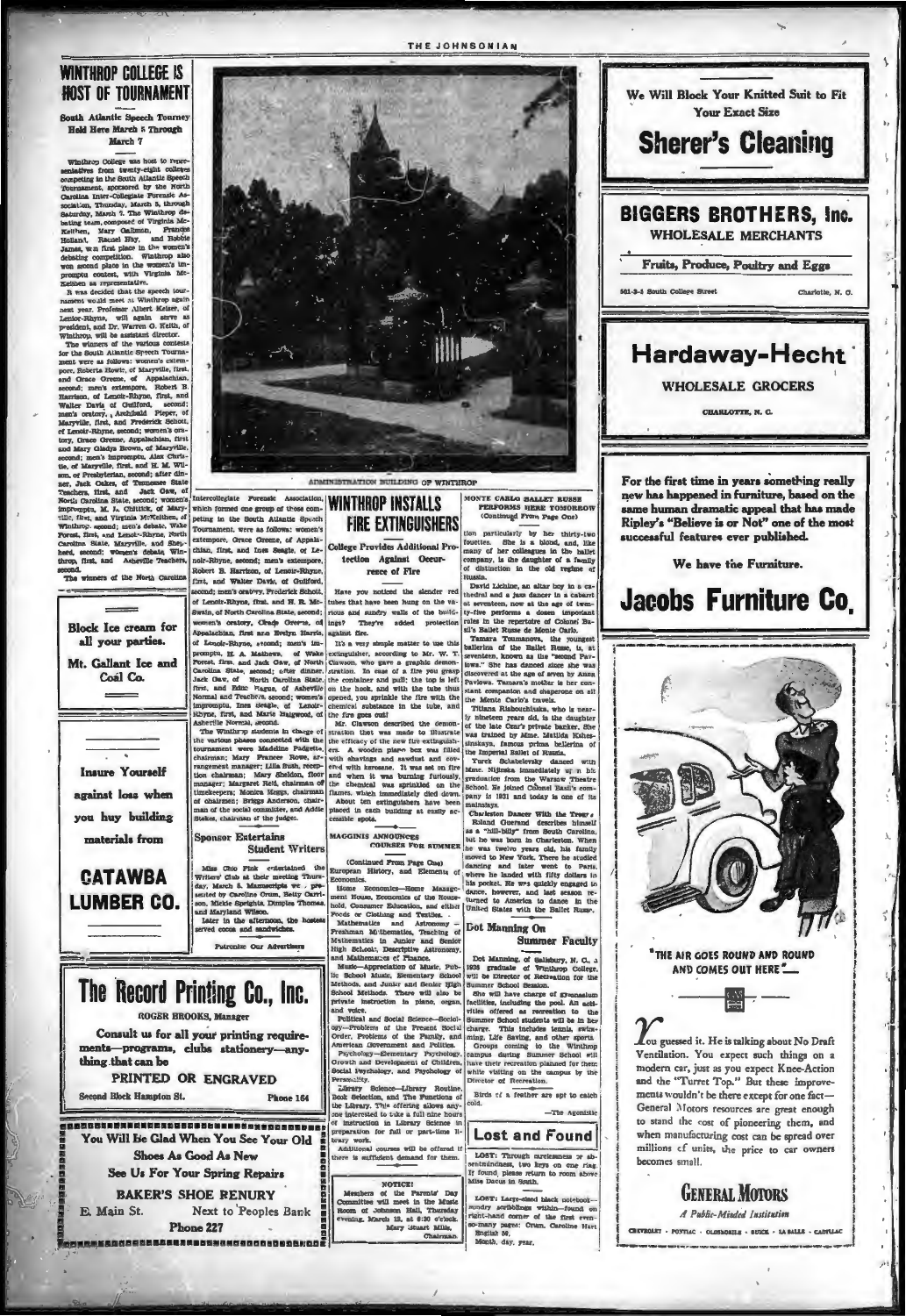## WINTHROP COLLEGE IS HOST OF TOURNAMENT

### South Atlantic Speech Tourney Held Here March 5 Through March 7

Winthrop College was host to representatives from twenty-eight colleges competing in the South Atlantic Speech Tournament, sponsored by the North Carolina Inter-Collegiate Forensic Association, Thursday, March 5, through Saturday, March 7. The Winthrop debating team, composed of Virginia McKeithen, Mary Gallman, Frances Holland, Rachel Bly, and Robbie James, won first place in the women's debating competition. Winthrop also won second place in the women's impromptu contest, with Virginia McKeithen as representative.

It was decided that the speech tournament would meet at Winthrop again next year. Professor Albert Keiser, of Lenoir-Rhyne, will again serve as president, and Dr. Warren G. Keith, of Winthrop, will be assistant director.

The winners of the various contests for the South Atlantic Speech Tournament were as follows: women's extempore, Roberta Howir, of Maryville, first, and Grace Greene, of Appalachian, second; men's extempore, Robert B. Harrison, of Lenoir-Rhyne, first, and Walter Davis, of Guilford, second; men's oratory, Archibald Pieper, of Maryville, first, and Frederick Schott, of Lenoir-Rhyne, second; women's oratory, Grace Greene, Appalachian, first and Mary Gladys Brown, of Maryville, second; men's impromptu, Alex Christie, of Maryville, first, and H. M. Wilson, of Presbyterian, second; after dinner, Jack Oakes, of Tennessee State Teachers, first, and Jack Gaw, of North Carolina State, second; women's impromptu, M. L. Chittick, of Maryville, first, and Virginia McKeithen, of Winthrop, second; men's debate, Wake Forest, first, and Lenoir-Rhyne, North Carolina State, Maryville, and Shepherd, second; women's debate, Winthrop, first, and Asheville Teachers, second.

The winners of the North Carolina Intercollegiate Forensic Association, which formed one group of those competing in the South Atlantic Speech Tournament, were as follows: women's extempore, Grace Greene, of Appalachian, first, and Ines Seagle, of Lenoir-Rhyne, second; men's extempore, Robert B. Harrison, of Lenoir-Rhyne, first, and Walter Davis, of Guilford, second; men's oratory, Frederick Schott, of Lenoir-Rhyne, first, and H. R. Mc-Swain, of North Carolina State, second; women's oratory, Grace Greene, of Appalachian, first and Evelyn Harris, of Lenoir-Rhyne, second; men's impromptu, H. A. Mathews, of Wake Forest, first, and Jack Gaw, of North Carolina State, second; after dinner, Jack Gaw, of North Carolina State, first, and Edna Hague, of Asheville Normal and Teachers, second; women's impromptu, Ines Seagle, of Lenoir-Rhyne, first, and Marie Haigwood, of Asheville Normal, second.

The Winthrop students in charge of the various phases connected with the tournament were Madeline Padgett, chairman; Mary Frances Rowe, arrangement manager; Lilla Bush, reception chairman; Mary Sheldon, floor manager; Margaret Reid, chairman of timekeepers; Monica Meggs, chairman of chairmen; Briggs Anderson, chairman of the social committee, and Addie Stokes, chairman of the judges.

---

Block Ice cream for all your parties.

**Mt. Gallant Ice and Coal Co.**

---

Insure Yourself against loss when you buy building materials from

**CATAWBA LUMBER CO.**

---

## The Record Printing Co., Inc.

ROGER BROOKS, Manager

Consult us for all your printing requirements—programs, clubs stationery—anything that can be

**PRINTED OR ENGRAVED**

Second Block Hampton St. Phone 164

---

You Will Be Glad When You See Your Old Shoes As Good As New

See Us For Your Spring Repairs

**BAKER'S SHOE RENURY**

E. Main St. Next to Peoples Bank

Phone 227

---

ADMINISTRATION BUILDING OF WINTHROP

---

### Sponsor Entertains Student Writers

Miss Clio Fink entertained the Writers' Club at their meeting Thursday, March 5. Manuscripts were presented by Caroline Crum, Betty Carrison, Mickie Speights, Dimples Thomas, and Maryland Wilson.

Later in the afternoon, the hostess served cocoa and sandwiches.

Patronize Our Advertisers

---

## WINTHROP INSTALLS FIRE EXTINGUISHERS

### College Provides Additional Protection Against Occurrence of Fire

Have you noticed the slender red tubes that have been hung on the various and sundry walls of the buildings? They're added protection against fire.

It's a very simple matter to use this extinguisher, according to Mr. W. T. Clawson, who gave a graphic demonstration. In case of a fire you grasp the container and pull; the top is left on the hook, and with the tube thus opened, you sprinkle the fire with the chemical substance in the tube, and the fire goes out!

Mr. Clawson described the demonstration that was made to illustrate the efficacy of the new fire extinguishers. A wooden piano box was filled with shavings and sawdust and covered with kerosene. It was set on fire and when it was burning furiously, the chemical was sprinkled on the flames, which immediately died down.

About ten extinguishers have been placed in each building at easily accessible spots.

---

### MAGGINIS ANNOUNCES COURSES FOR SUMMER

(Continued From Page One)

European History, and Elements of Economics.

Home Economics—Home Management House, Economics of the Household, Consumer Education, and either Foods or Clothing and Textiles.

Mathematics and Astronomy—Freshman Mathematics, Teaching of Mathematics in Junior and Senior High Schools, Descriptive Astronomy, and Mathematics of Finance.

Music—Appreciation of Music, Public School Music, Elementary School Methods, and Junior and Senior High School Methods. There will also be private instruction in piano, organ, and voice.

Political and Social Science—Sociology—Problem of the Present Social Order, Problems of the Family, and American Government and Politics.

Psychology—Elementary Psychology, Growth and Development of Children, Social Psychology, and Psychology of Personality.

Library Science—Library Routine, Book Selection, and The Functions of the Library. This offering allows anyone interested to take a full nine hours of instruction in Library Science in preparation for full or part-time library work.

Additional courses will be offered if there is sufficient demand for them.

---

**NOTICE!**

Members of the Parents' Day Committee will meet in the Music Room of Johnson Hall, Thursday evening, March 12, at 6:30 o'clock.

Mary Stuart Mills, Chairman.

---

### MONTE CARLO BALLET RUSSE PERFORMS HERE TOMORROW

(Continued From Page One)

tion particularly by her thirty-two fouettes. She is a blond, and, like many of her colleagues in the ballet company, is the daughter of a family of distinction in the old regime of Russia.

David Lichine, an altar boy in a cathedral and a jazz dancer in a cabaret at seventeen, now at the age of twenty-five performs a dozen important roles in the repertoire of Colonel Basil's Ballet Russe de Monte Carlo.

Tamara Toumanova, the youngest ballerina of the Ballet Russe, is, at seventeen, known as the "second Pavlowa." She has danced since she was discovered at the age of seven by Anna Pavlowa. Tamara's mother is her constant companion and chaperone on all the Monte Carlo's travels.

Tatiana Riabouchinska, who is nearly nineteen years old, is the daughter of the late Czar's private banker. She was trained by Mme. Matilda Kshessinskaya, famous prima ballerina of the Imperial Ballet of Russia.

Yurek Schabelevsky danced with Mme. Nijinska immediately upon his graduation from the Warsaw Theatre School. He joined Colonel Basil's company in 1931 and today is one of its mainstays.

**Charleston Dancer With the Troupe**

Roland Guerrard describes himself as a "hill-billy" from South Carolina, but he was born in Charleston. When he was twelve years old, his family moved to New York. There he studied dancing and later went to Paris, where he landed with fifty dollars in his pocket. He was quickly engaged to dance, however, and last season returned to America to dance in the United States with the Ballet Russe.

---

### Dot Manning On Summer Faculty

Dot Manning, of Salisbury, N. C., a 1936 graduate of Winthrop College, will be Director of Recreation for the Summer School Session.

She will have charge of gymnasium facilities, including the pool. All activities offered as recreation to the Summer School students will be in her charge. This includes tennis, swimming, Life Saving, and other sports.

Groups coming to the Winthrop campus during Summer School will have their recreation planned for them while visiting on the campus by the Director of Recreation.

---

Birds of a feather are apt to catch cold.

—The Agonistic

---

## Lost and Found

LOST: Through carelessness or absentmindedness, two keys on one ring. If found, please return to room above Miss Dacus in South.

LOST: Large-sized black notebook—sundry scribblings within—found on right-hand corner of the first everso-many pages: Crum, Caroline Hart English 56, Month, day, year.

---

We Will Block Your Knitted Suit to Fit Your Exact Size

## Sherer's Cleaning

---

## BIGGERS BROTHERS, Inc.

WHOLESALE MERCHANTS

Fruits, Produce, Poultry and Eggs

501-3-5 South College Street Charlotte, N. C.

---

## Hardaway-Hecht

WHOLESALE GROCERS

CHARLOTTE, N. C.

---

For the first time in years something really new has happened in furniture, based on the same human dramatic appeal that has made Ripley's "Believe is or Not" one of the most successful features ever published.

We have the Furniture.

## Jacobs Furniture Co.

---

"THE AIR GOES ROUND AND ROUND AND COMES OUT HERE"

You guessed it. He is talking about No Draft Ventilation. You expect such things on a modern car, just as you expect Knee-Action and the "Turret Top." But these improvements wouldn't be there except for one fact—General Motors resources are great enough to stand the cost of pioneering them, and when manufacturing cost can be spread over millions of units, the price to car owners becomes small.

**GENERAL MOTORS**

*A Public-Minded Institution*

CHEVROLET · PONTIAC · OLDSMOBILE · BUICK · LA SALLE · CADILLAC